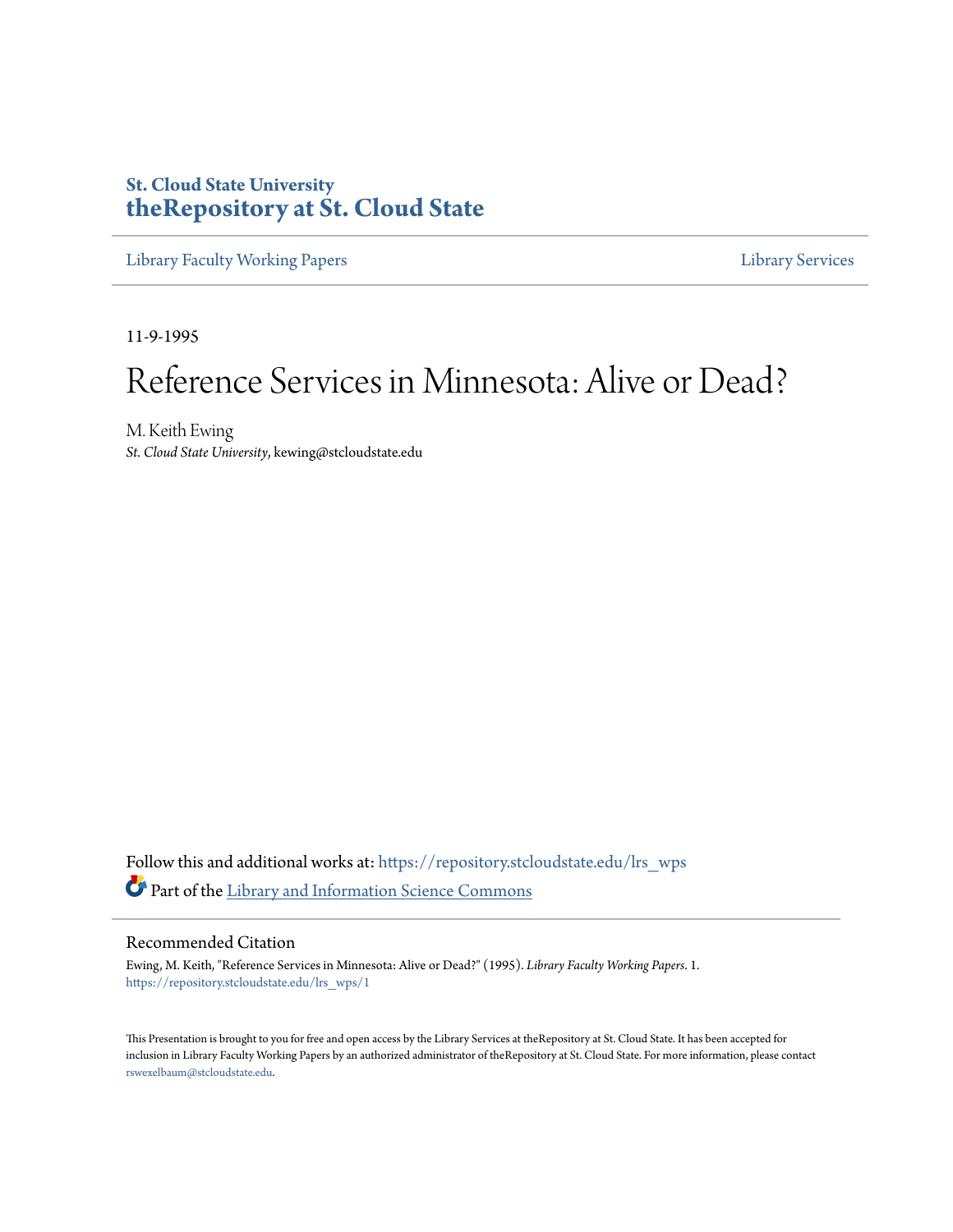St. Cloud State University
**theRepository at St. Cloud State**

Library Faculty Working Papers | Library Services

11-9-1995

# Reference Services in Minnesota: Alive or Dead?

M. Keith Ewing
*St. Cloud State University*, kewing@stcloudstate.edu

Follow this and additional works at: https://repository.stcloudstate.edu/lrs_wps

Part of the Library and Information Science Commons

## Recommended Citation

Ewing, M. Keith, "Reference Services in Minnesota: Alive or Dead?" (1995). *Library Faculty Working Papers*. 1.
https://repository.stcloudstate.edu/lrs_wps/1

This Presentation is brought to you for free and open access by the Library Services at theRepository at St. Cloud State. It has been accepted for inclusion in Library Faculty Working Papers by an authorized administrator of theRepository at St. Cloud State. For more information, please contact rswexelbaum@stcloudstate.edu.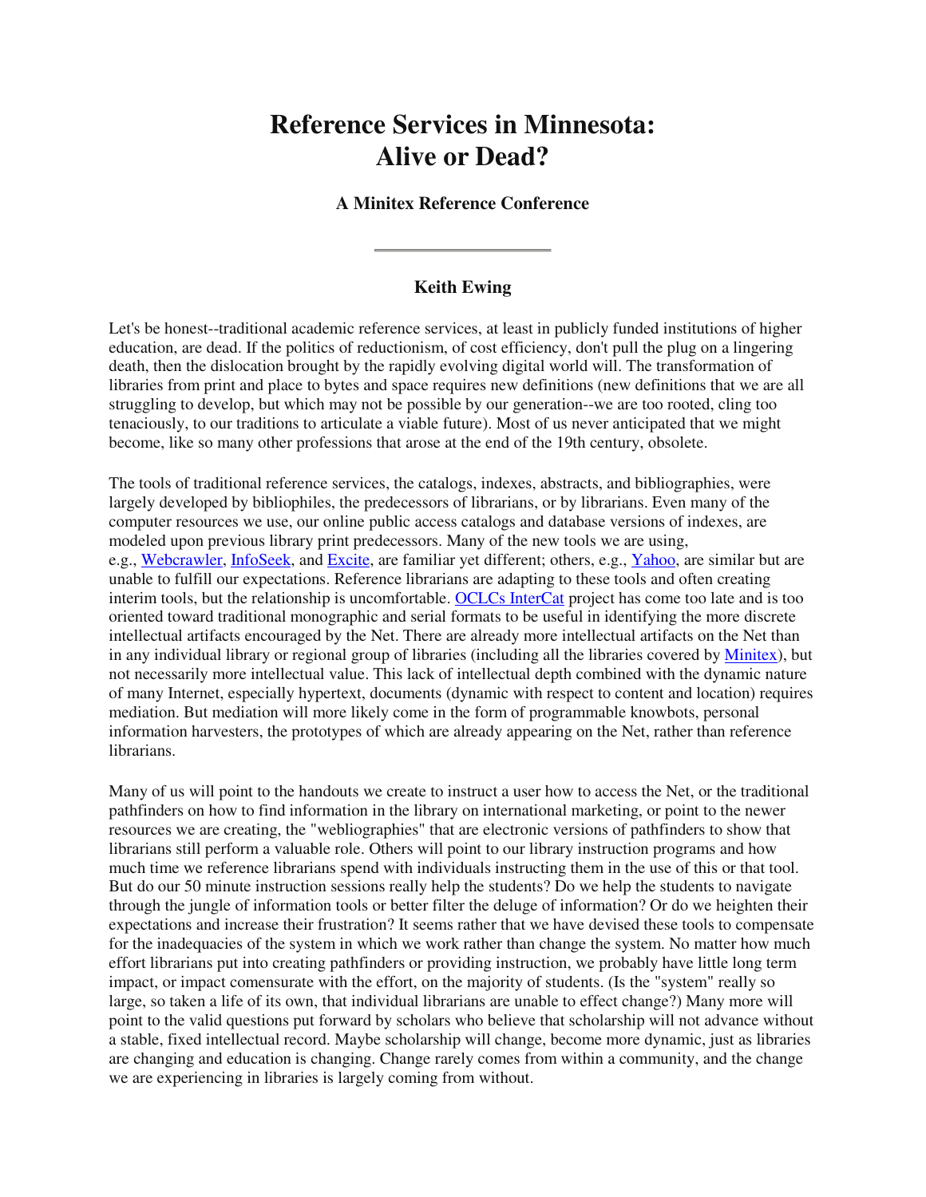# Reference Services in Minnesota: Alive or Dead?

### A Minitex Reference Conference

---

### Keith Ewing

Let's be honest--traditional academic reference services, at least in publicly funded institutions of higher education, are dead. If the politics of reductionism, of cost efficiency, don't pull the plug on a lingering death, then the dislocation brought by the rapidly evolving digital world will. The transformation of libraries from print and place to bytes and space requires new definitions (new definitions that we are all struggling to develop, but which may not be possible by our generation--we are too rooted, cling too tenaciously, to our traditions to articulate a viable future). Most of us never anticipated that we might become, like so many other professions that arose at the end of the 19th century, obsolete.

The tools of traditional reference services, the catalogs, indexes, abstracts, and bibliographies, were largely developed by bibliophiles, the predecessors of librarians, or by librarians. Even many of the computer resources we use, our online public access catalogs and database versions of indexes, are modeled upon previous library print predecessors. Many of the new tools we are using, e.g., Webcrawler, InfoSeek, and Excite, are familiar yet different; others, e.g., Yahoo, are similar but are unable to fulfill our expectations. Reference librarians are adapting to these tools and often creating interim tools, but the relationship is uncomfortable. OCLCs InterCat project has come too late and is too oriented toward traditional monographic and serial formats to be useful in identifying the more discrete intellectual artifacts encouraged by the Net. There are already more intellectual artifacts on the Net than in any individual library or regional group of libraries (including all the libraries covered by Minitex), but not necessarily more intellectual value. This lack of intellectual depth combined with the dynamic nature of many Internet, especially hypertext, documents (dynamic with respect to content and location) requires mediation. But mediation will more likely come in the form of programmable knowbots, personal information harvesters, the prototypes of which are already appearing on the Net, rather than reference librarians.

Many of us will point to the handouts we create to instruct a user how to access the Net, or the traditional pathfinders on how to find information in the library on international marketing, or point to the newer resources we are creating, the "webliographies" that are electronic versions of pathfinders to show that librarians still perform a valuable role. Others will point to our library instruction programs and how much time we reference librarians spend with individuals instructing them in the use of this or that tool. But do our 50 minute instruction sessions really help the students? Do we help the students to navigate through the jungle of information tools or better filter the deluge of information? Or do we heighten their expectations and increase their frustration? It seems rather that we have devised these tools to compensate for the inadequacies of the system in which we work rather than change the system. No matter how much effort librarians put into creating pathfinders or providing instruction, we probably have little long term impact, or impact comensurate with the effort, on the majority of students. (Is the "system" really so large, so taken a life of its own, that individual librarians are unable to effect change?) Many more will point to the valid questions put forward by scholars who believe that scholarship will not advance without a stable, fixed intellectual record. Maybe scholarship will change, become more dynamic, just as libraries are changing and education is changing. Change rarely comes from within a community, and the change we are experiencing in libraries is largely coming from without.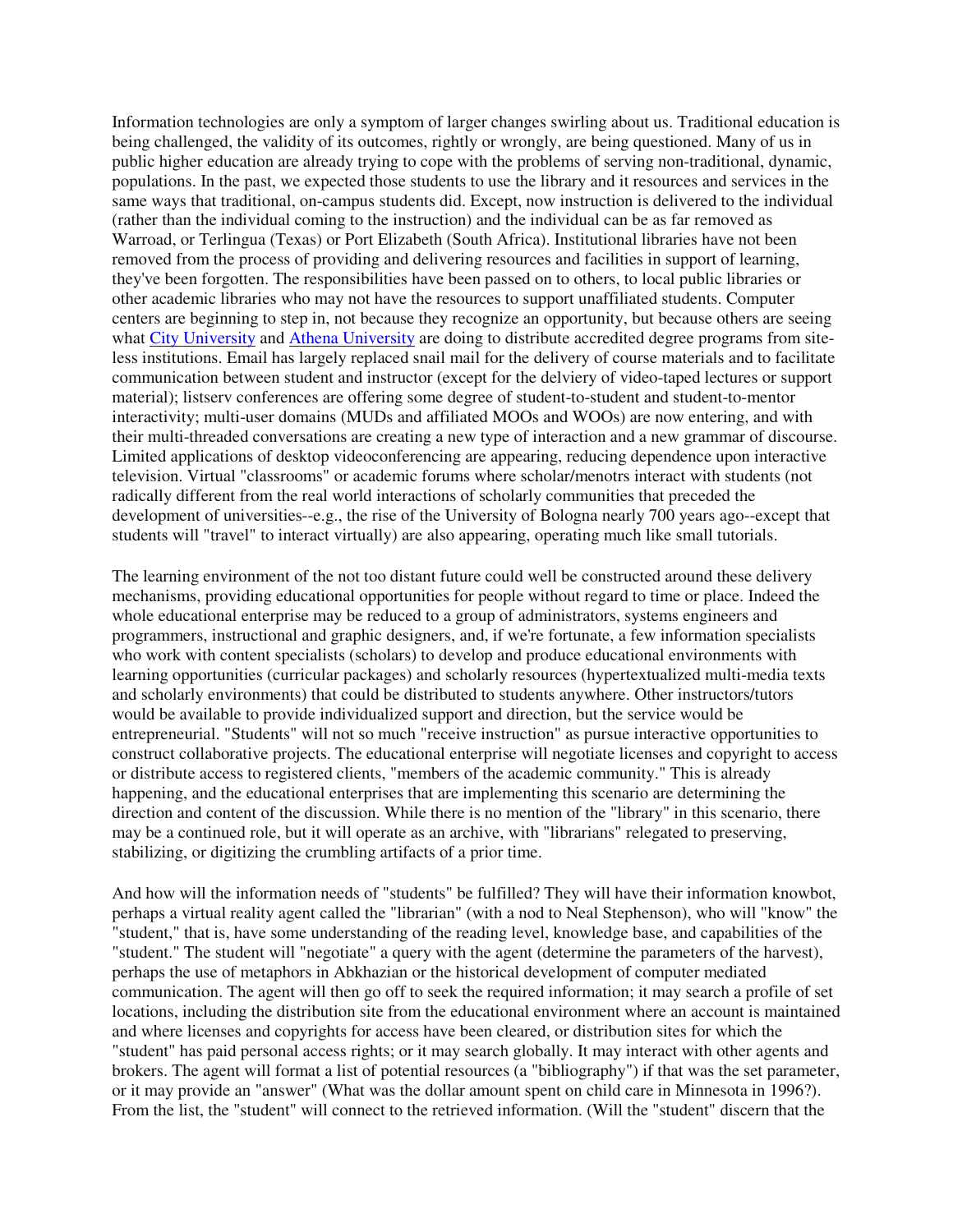Information technologies are only a symptom of larger changes swirling about us. Traditional education is being challenged, the validity of its outcomes, rightly or wrongly, are being questioned. Many of us in public higher education are already trying to cope with the problems of serving non-traditional, dynamic, populations. In the past, we expected those students to use the library and it resources and services in the same ways that traditional, on-campus students did. Except, now instruction is delivered to the individual (rather than the individual coming to the instruction) and the individual can be as far removed as Warroad, or Terlingua (Texas) or Port Elizabeth (South Africa). Institutional libraries have not been removed from the process of providing and delivering resources and facilities in support of learning, they've been forgotten. The responsibilities have been passed on to others, to local public libraries or other academic libraries who may not have the resources to support unaffiliated students. Computer centers are beginning to step in, not because they recognize an opportunity, but because others are seeing what City University and Athena University are doing to distribute accredited degree programs from siteless institutions. Email has largely replaced snail mail for the delivery of course materials and to facilitate communication between student and instructor (except for the delviery of video-taped lectures or support material); listserv conferences are offering some degree of student-to-student and student-to-mentor interactivity; multi-user domains (MUDs and affiliated MOOs and WOOs) are now entering, and with their multi-threaded conversations are creating a new type of interaction and a new grammar of discourse. Limited applications of desktop videoconferencing are appearing, reducing dependence upon interactive television. Virtual "classrooms" or academic forums where scholar/menotrs interact with students (not radically different from the real world interactions of scholarly communities that preceded the development of universities--e.g., the rise of the University of Bologna nearly 700 years ago--except that students will "travel" to interact virtually) are also appearing, operating much like small tutorials.

The learning environment of the not too distant future could well be constructed around these delivery mechanisms, providing educational opportunities for people without regard to time or place. Indeed the whole educational enterprise may be reduced to a group of administrators, systems engineers and programmers, instructional and graphic designers, and, if we're fortunate, a few information specialists who work with content specialists (scholars) to develop and produce educational environments with learning opportunities (curricular packages) and scholarly resources (hypertextualized multi-media texts and scholarly environments) that could be distributed to students anywhere. Other instructors/tutors would be available to provide individualized support and direction, but the service would be entrepreneurial. "Students" will not so much "receive instruction" as pursue interactive opportunities to construct collaborative projects. The educational enterprise will negotiate licenses and copyright to access or distribute access to registered clients, "members of the academic community." This is already happening, and the educational enterprises that are implementing this scenario are determining the direction and content of the discussion. While there is no mention of the "library" in this scenario, there may be a continued role, but it will operate as an archive, with "librarians" relegated to preserving, stabilizing, or digitizing the crumbling artifacts of a prior time.

And how will the information needs of "students" be fulfilled? They will have their information knowbot, perhaps a virtual reality agent called the "librarian" (with a nod to Neal Stephenson), who will "know" the "student," that is, have some understanding of the reading level, knowledge base, and capabilities of the "student." The student will "negotiate" a query with the agent (determine the parameters of the harvest), perhaps the use of metaphors in Abkhazian or the historical development of computer mediated communication. The agent will then go off to seek the required information; it may search a profile of set locations, including the distribution site from the educational environment where an account is maintained and where licenses and copyrights for access have been cleared, or distribution sites for which the "student" has paid personal access rights; or it may search globally. It may interact with other agents and brokers. The agent will format a list of potential resources (a "bibliography") if that was the set parameter, or it may provide an "answer" (What was the dollar amount spent on child care in Minnesota in 1996?). From the list, the "student" will connect to the retrieved information. (Will the "student" discern that the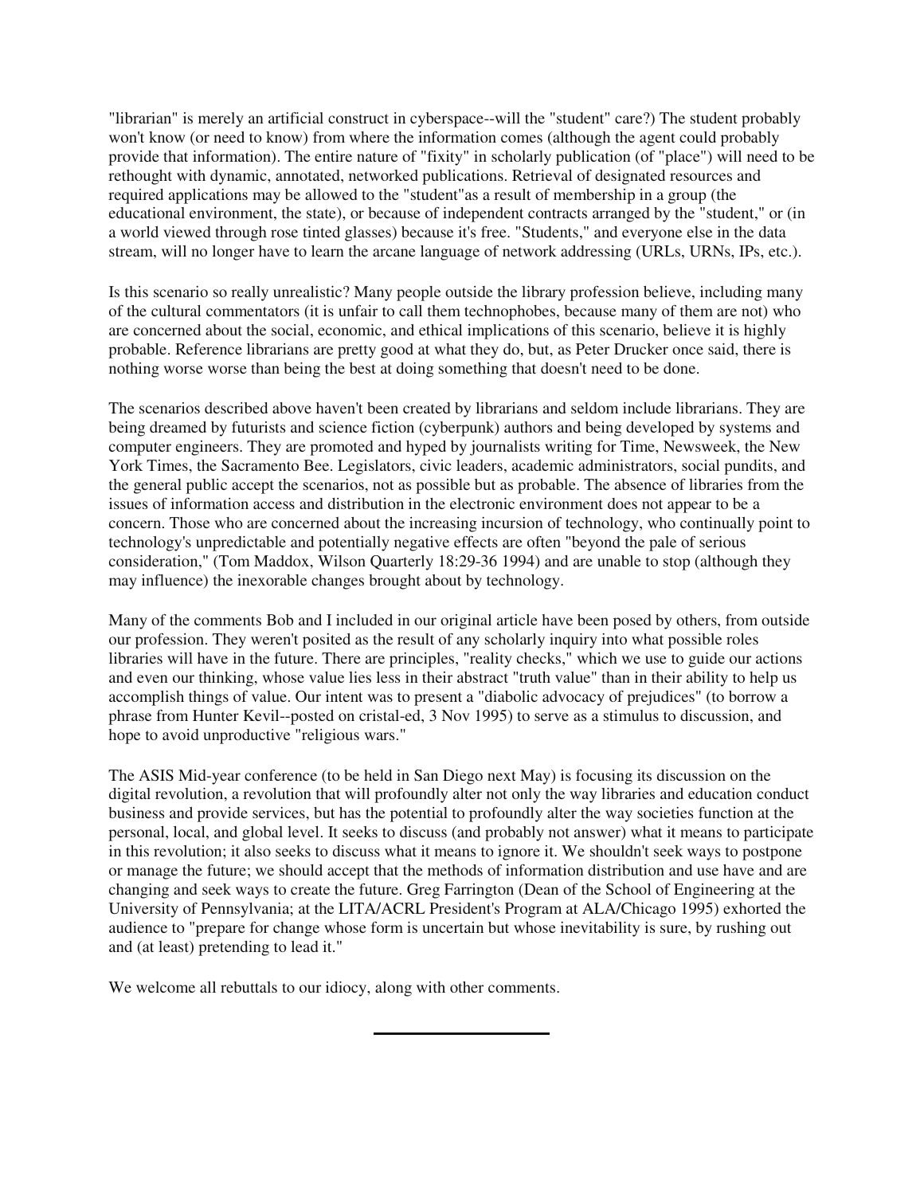"librarian" is merely an artificial construct in cyberspace--will the "student" care?) The student probably won't know (or need to know) from where the information comes (although the agent could probably provide that information). The entire nature of "fixity" in scholarly publication (of "place") will need to be rethought with dynamic, annotated, networked publications. Retrieval of designated resources and required applications may be allowed to the "student"as a result of membership in a group (the educational environment, the state), or because of independent contracts arranged by the "student," or (in a world viewed through rose tinted glasses) because it's free. "Students," and everyone else in the data stream, will no longer have to learn the arcane language of network addressing (URLs, URNs, IPs, etc.).

Is this scenario so really unrealistic? Many people outside the library profession believe, including many of the cultural commentators (it is unfair to call them technophobes, because many of them are not) who are concerned about the social, economic, and ethical implications of this scenario, believe it is highly probable. Reference librarians are pretty good at what they do, but, as Peter Drucker once said, there is nothing worse worse than being the best at doing something that doesn't need to be done.

The scenarios described above haven't been created by librarians and seldom include librarians. They are being dreamed by futurists and science fiction (cyberpunk) authors and being developed by systems and computer engineers. They are promoted and hyped by journalists writing for Time, Newsweek, the New York Times, the Sacramento Bee. Legislators, civic leaders, academic administrators, social pundits, and the general public accept the scenarios, not as possible but as probable. The absence of libraries from the issues of information access and distribution in the electronic environment does not appear to be a concern. Those who are concerned about the increasing incursion of technology, who continually point to technology's unpredictable and potentially negative effects are often "beyond the pale of serious consideration," (Tom Maddox, Wilson Quarterly 18:29-36 1994) and are unable to stop (although they may influence) the inexorable changes brought about by technology.

Many of the comments Bob and I included in our original article have been posed by others, from outside our profession. They weren't posited as the result of any scholarly inquiry into what possible roles libraries will have in the future. There are principles, "reality checks," which we use to guide our actions and even our thinking, whose value lies less in their abstract "truth value" than in their ability to help us accomplish things of value. Our intent was to present a "diabolic advocacy of prejudices" (to borrow a phrase from Hunter Kevil--posted on cristal-ed, 3 Nov 1995) to serve as a stimulus to discussion, and hope to avoid unproductive "religious wars."

The ASIS Mid-year conference (to be held in San Diego next May) is focusing its discussion on the digital revolution, a revolution that will profoundly alter not only the way libraries and education conduct business and provide services, but has the potential to profoundly alter the way societies function at the personal, local, and global level. It seeks to discuss (and probably not answer) what it means to participate in this revolution; it also seeks to discuss what it means to ignore it. We shouldn't seek ways to postpone or manage the future; we should accept that the methods of information distribution and use have and are changing and seek ways to create the future. Greg Farrington (Dean of the School of Engineering at the University of Pennsylvania; at the LITA/ACRL President's Program at ALA/Chicago 1995) exhorted the audience to "prepare for change whose form is uncertain but whose inevitability is sure, by rushing out and (at least) pretending to lead it."

We welcome all rebuttals to our idiocy, along with other comments.

---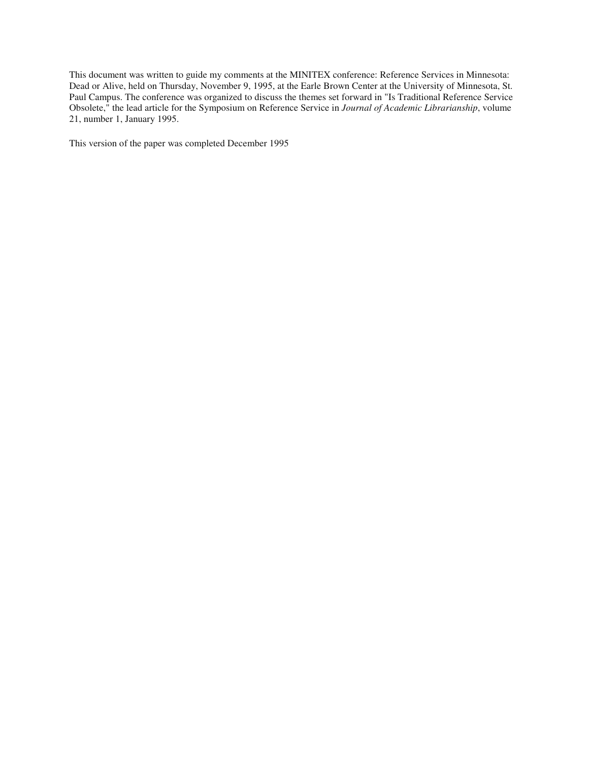This document was written to guide my comments at the MINITEX conference: Reference Services in Minnesota: Dead or Alive, held on Thursday, November 9, 1995, at the Earle Brown Center at the University of Minnesota, St. Paul Campus. The conference was organized to discuss the themes set forward in "Is Traditional Reference Service Obsolete," the lead article for the Symposium on Reference Service in *Journal of Academic Librarianship*, volume 21, number 1, January 1995.

This version of the paper was completed December 1995